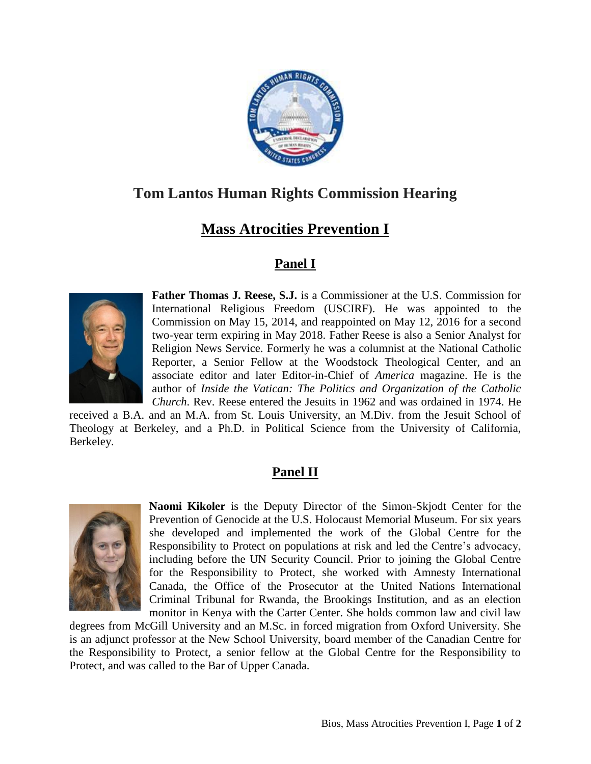# Tom Lantos Human Rights Commission Hearing

## Mass Atrocities Prevention I

### Panel I

**Father Thomas J. Reese, S.J.** is a Commissioner at the U.S. Commission for International Religious Freedom (USCIRF). He was appointed to the Commission on May 15, 2014, and reappointed on May 12, 2016 for a second two-year term expiring in May 2018. Father Reese is also a Senior Analyst for Religion News Service. Formerly he was a columnist at the National Catholic Reporter, a Senior Fellow at the Woodstock Theological Center, and an associate editor and later Editor-in-Chief of *America* magazine. He is the author of *Inside the Vatican: The Politics and Organization of the Catholic Church*. Rev. Reese entered the Jesuits in 1962 and was ordained in 1974. He received a B.A. and an M.A. from St. Louis University, an M.Div. from the Jesuit School of Theology at Berkeley, and a Ph.D. in Political Science from the University of California, Berkeley.

### Panel II

**Naomi Kikoler** is the Deputy Director of the Simon-Skjodt Center for the Prevention of Genocide at the U.S. Holocaust Memorial Museum. For six years she developed and implemented the work of the Global Centre for the Responsibility to Protect on populations at risk and led the Centre's advocacy, including before the UN Security Council. Prior to joining the Global Centre for the Responsibility to Protect, she worked with Amnesty International Canada, the Office of the Prosecutor at the United Nations International Criminal Tribunal for Rwanda, the Brookings Institution, and as an election monitor in Kenya with the Carter Center. She holds common law and civil law degrees from McGill University and an M.Sc. in forced migration from Oxford University. She is an adjunct professor at the New School University, board member of the Canadian Centre for the Responsibility to Protect, a senior fellow at the Global Centre for the Responsibility to Protect, and was called to the Bar of Upper Canada.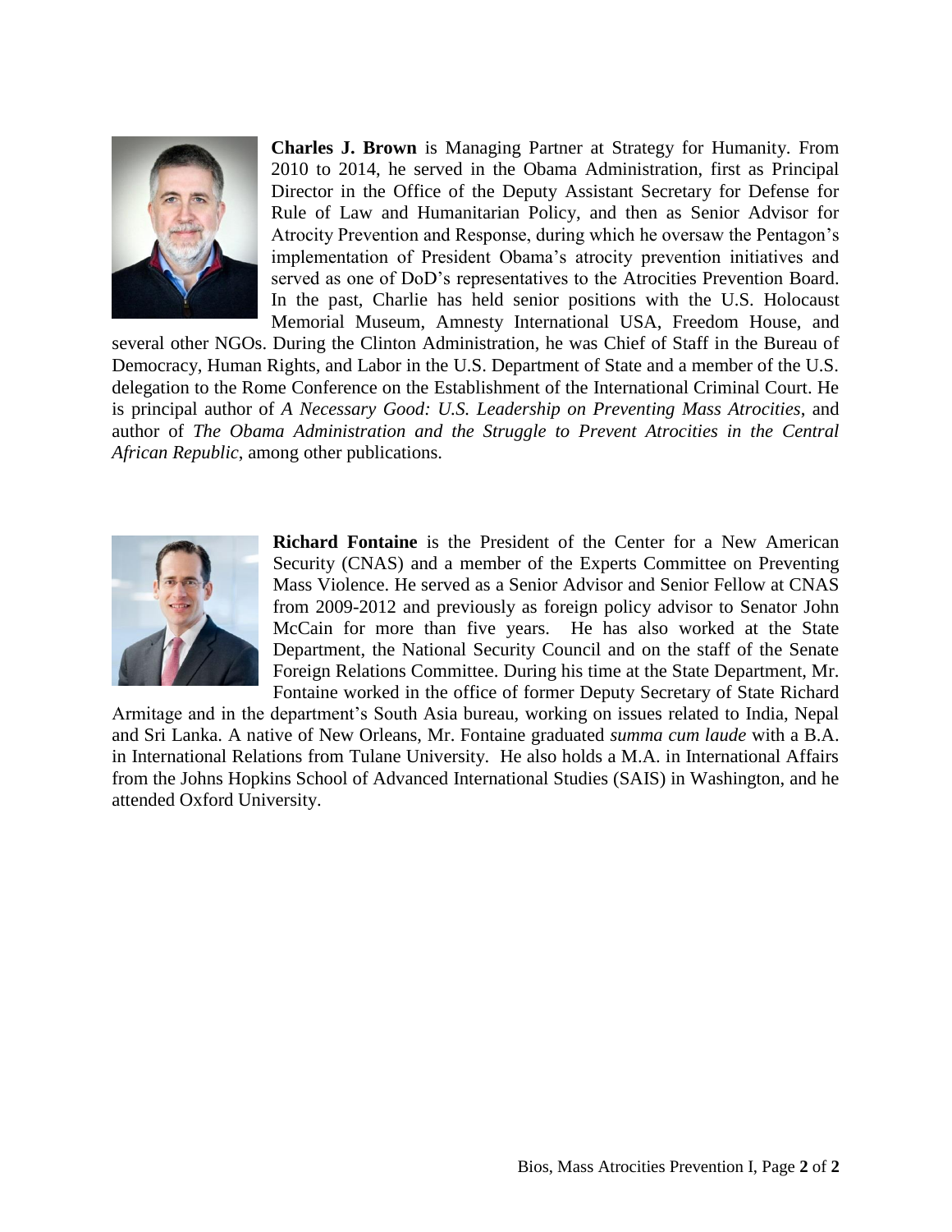**Charles J. Brown** is Managing Partner at Strategy for Humanity. From 2010 to 2014, he served in the Obama Administration, first as Principal Director in the Office of the Deputy Assistant Secretary for Defense for Rule of Law and Humanitarian Policy, and then as Senior Advisor for Atrocity Prevention and Response, during which he oversaw the Pentagon's implementation of President Obama's atrocity prevention initiatives and served as one of DoD's representatives to the Atrocities Prevention Board. In the past, Charlie has held senior positions with the U.S. Holocaust Memorial Museum, Amnesty International USA, Freedom House, and several other NGOs. During the Clinton Administration, he was Chief of Staff in the Bureau of Democracy, Human Rights, and Labor in the U.S. Department of State and a member of the U.S. delegation to the Rome Conference on the Establishment of the International Criminal Court. He is principal author of *A Necessary Good: U.S. Leadership on Preventing Mass Atrocities*, and author of *The Obama Administration and the Struggle to Prevent Atrocities in the Central African Republic*, among other publications.

**Richard Fontaine** is the President of the Center for a New American Security (CNAS) and a member of the Experts Committee on Preventing Mass Violence. He served as a Senior Advisor and Senior Fellow at CNAS from 2009-2012 and previously as foreign policy advisor to Senator John McCain for more than five years. He has also worked at the State Department, the National Security Council and on the staff of the Senate Foreign Relations Committee. During his time at the State Department, Mr. Fontaine worked in the office of former Deputy Secretary of State Richard Armitage and in the department's South Asia bureau, working on issues related to India, Nepal and Sri Lanka. A native of New Orleans, Mr. Fontaine graduated *summa cum laude* with a B.A. in International Relations from Tulane University. He also holds a M.A. in International Affairs from the Johns Hopkins School of Advanced International Studies (SAIS) in Washington, and he attended Oxford University.